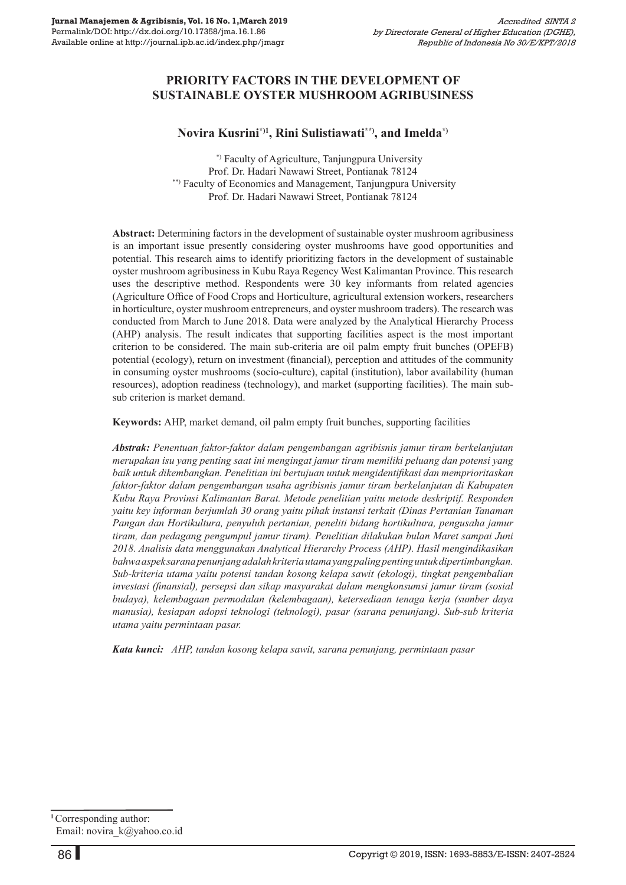# PRIORITY FACTORS IN THE DEVELOPMENT OF SUSTAINABLE OYSTER MUSHROOM AGRIBUSINESS

**Novira Kusrini[*)1], Rini Sulistiawati[**)], and Imelda[*)]**

[*)] Faculty of Agriculture, Tanjungpura University
Prof. Dr. Hadari Nawawi Street, Pontianak 78124
[**)] Faculty of Economics and Management, Tanjungpura University
Prof. Dr. Hadari Nawawi Street, Pontianak 78124

**Abstract:** Determining factors in the development of sustainable oyster mushroom agribusiness is an important issue presently considering oyster mushrooms have good opportunities and potential. This research aims to identify prioritizing factors in the development of sustainable oyster mushroom agribusiness in Kubu Raya Regency West Kalimantan Province. This research uses the descriptive method. Respondents were 30 key informants from related agencies (Agriculture Office of Food Crops and Horticulture, agricultural extension workers, researchers in horticulture, oyster mushroom entrepreneurs, and oyster mushroom traders). The research was conducted from March to June 2018. Data were analyzed by the Analytical Hierarchy Process (AHP) analysis. The result indicates that supporting facilities aspect is the most important criterion to be considered. The main sub-criteria are oil palm empty fruit bunches (OPEFB) potential (ecology), return on investment (financial), perception and attitudes of the community in consuming oyster mushrooms (socio-culture), capital (institution), labor availability (human resources), adoption readiness (technology), and market (supporting facilities). The main sub-sub criterion is market demand.

**Keywords:** AHP, market demand, oil palm empty fruit bunches, supporting facilities

***Abstrak:*** *Penentuan faktor-faktor dalam pengembangan agribisnis jamur tiram berkelanjutan merupakan isu yang penting saat ini mengingat jamur tiram memiliki peluang dan potensi yang baik untuk dikembangkan. Penelitian ini bertujuan untuk mengidentifikasi dan memprioritaskan faktor-faktor dalam pengembangan usaha agribisnis jamur tiram berkelanjutan di Kabupaten Kubu Raya Provinsi Kalimantan Barat. Metode penelitian yaitu metode deskriptif. Responden yaitu key informan berjumlah 30 orang yaitu pihak instansi terkait (Dinas Pertanian Tanaman Pangan dan Hortikultura, penyuluh pertanian, peneliti bidang hortikultura, pengusaha jamur tiram, dan pedagang pengumpul jamur tiram). Penelitian dilakukan bulan Maret sampai Juni 2018. Analisis data menggunakan Analytical Hierarchy Process (AHP). Hasil mengindikasikan bahwa aspek sarana penunjang adalah kriteria utama yang paling penting untuk dipertimbangkan. Sub-kriteria utama yaitu potensi tandan kosong kelapa sawit (ekologi), tingkat pengembalian investasi (finansial), persepsi dan sikap masyarakat dalam mengkonsumsi jamur tiram (sosial budaya), kelembagaan permodalan (kelembagaan), ketersediaan tenaga kerja (sumber daya manusia), kesiapan adopsi teknologi (teknologi), pasar (sarana penunjang). Sub-sub kriteria utama yaitu permintaan pasar.*

***Kata kunci:*** *AHP, tandan kosong kelapa sawit, sarana penunjang, permintaan pasar*

[1] Corresponding author:
Email: novira_k@yahoo.co.id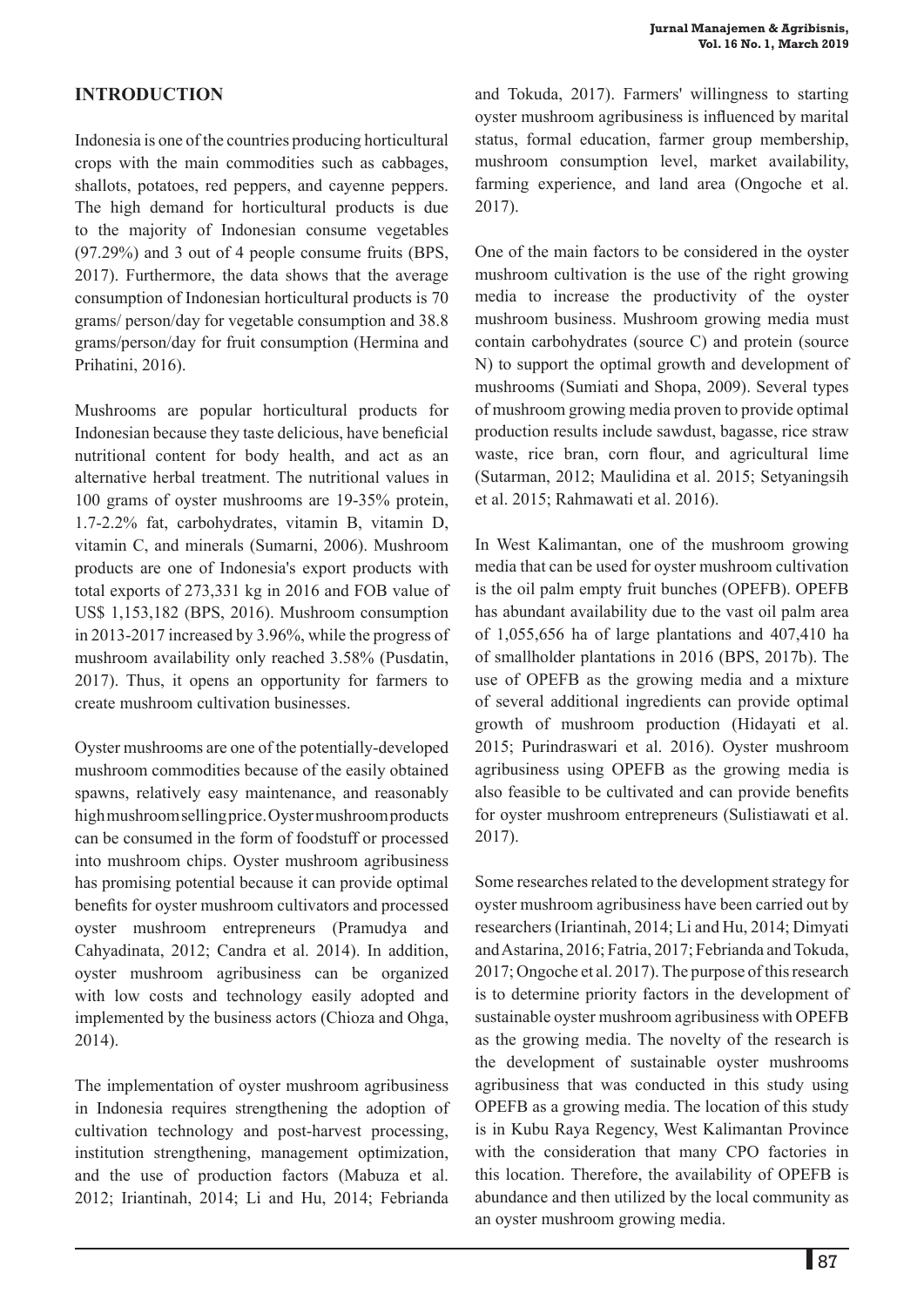## INTRODUCTION

Indonesia is one of the countries producing horticultural crops with the main commodities such as cabbages, shallots, potatoes, red peppers, and cayenne peppers. The high demand for horticultural products is due to the majority of Indonesian consume vegetables (97.29%) and 3 out of 4 people consume fruits (BPS, 2017). Furthermore, the data shows that the average consumption of Indonesian horticultural products is 70 grams/ person/day for vegetable consumption and 38.8 grams/person/day for fruit consumption (Hermina and Prihatini, 2016).

Mushrooms are popular horticultural products for Indonesian because they taste delicious, have beneficial nutritional content for body health, and act as an alternative herbal treatment. The nutritional values in 100 grams of oyster mushrooms are 19-35% protein, 1.7-2.2% fat, carbohydrates, vitamin B, vitamin D, vitamin C, and minerals (Sumarni, 2006). Mushroom products are one of Indonesia's export products with total exports of 273,331 kg in 2016 and FOB value of US$ 1,153,182 (BPS, 2016). Mushroom consumption in 2013-2017 increased by 3.96%, while the progress of mushroom availability only reached 3.58% (Pusdatin, 2017). Thus, it opens an opportunity for farmers to create mushroom cultivation businesses.

Oyster mushrooms are one of the potentially-developed mushroom commodities because of the easily obtained spawns, relatively easy maintenance, and reasonably high mushroom selling price. Oyster mushroom products can be consumed in the form of foodstuff or processed into mushroom chips. Oyster mushroom agribusiness has promising potential because it can provide optimal benefits for oyster mushroom cultivators and processed oyster mushroom entrepreneurs (Pramudya and Cahyadinata, 2012; Candra et al. 2014). In addition, oyster mushroom agribusiness can be organized with low costs and technology easily adopted and implemented by the business actors (Chioza and Ohga, 2014).

The implementation of oyster mushroom agribusiness in Indonesia requires strengthening the adoption of cultivation technology and post-harvest processing, institution strengthening, management optimization, and the use of production factors (Mabuza et al. 2012; Iriantinah, 2014; Li and Hu, 2014; Febrianda and Tokuda, 2017). Farmers' willingness to starting oyster mushroom agribusiness is influenced by marital status, formal education, farmer group membership, mushroom consumption level, market availability, farming experience, and land area (Ongoche et al. 2017).

One of the main factors to be considered in the oyster mushroom cultivation is the use of the right growing media to increase the productivity of the oyster mushroom business. Mushroom growing media must contain carbohydrates (source C) and protein (source N) to support the optimal growth and development of mushrooms (Sumiati and Shopa, 2009). Several types of mushroom growing media proven to provide optimal production results include sawdust, bagasse, rice straw waste, rice bran, corn flour, and agricultural lime (Sutarman, 2012; Maulidina et al. 2015; Setyaningsih et al. 2015; Rahmawati et al. 2016).

In West Kalimantan, one of the mushroom growing media that can be used for oyster mushroom cultivation is the oil palm empty fruit bunches (OPEFB). OPEFB has abundant availability due to the vast oil palm area of 1,055,656 ha of large plantations and 407,410 ha of smallholder plantations in 2016 (BPS, 2017b). The use of OPEFB as the growing media and a mixture of several additional ingredients can provide optimal growth of mushroom production (Hidayati et al. 2015; Purindraswari et al. 2016). Oyster mushroom agribusiness using OPEFB as the growing media is also feasible to be cultivated and can provide benefits for oyster mushroom entrepreneurs (Sulistiawati et al. 2017).

Some researches related to the development strategy for oyster mushroom agribusiness have been carried out by researchers (Iriantinah, 2014; Li and Hu, 2014; Dimyati and Astarina, 2016; Fatria, 2017; Febrianda and Tokuda, 2017; Ongoche et al. 2017). The purpose of this research is to determine priority factors in the development of sustainable oyster mushroom agribusiness with OPEFB as the growing media. The novelty of the research is the development of sustainable oyster mushrooms agribusiness that was conducted in this study using OPEFB as a growing media. The location of this study is in Kubu Raya Regency, West Kalimantan Province with the consideration that many CPO factories in this location. Therefore, the availability of OPEFB is abundance and then utilized by the local community as an oyster mushroom growing media.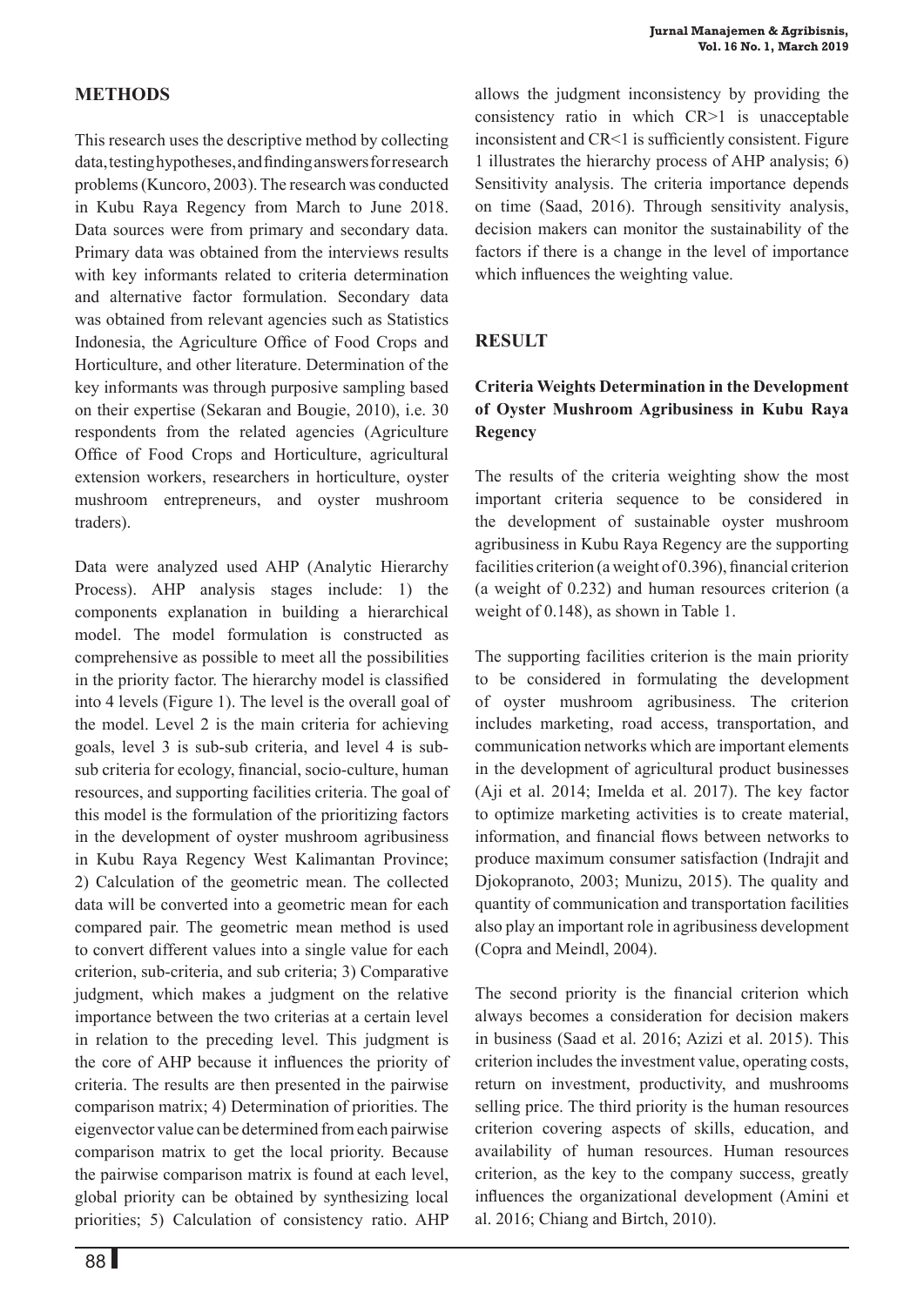## METHODS

This research uses the descriptive method by collecting data, testing hypotheses, and finding answers for research problems (Kuncoro, 2003). The research was conducted in Kubu Raya Regency from March to June 2018. Data sources were from primary and secondary data. Primary data was obtained from the interviews results with key informants related to criteria determination and alternative factor formulation. Secondary data was obtained from relevant agencies such as Statistics Indonesia, the Agriculture Office of Food Crops and Horticulture, and other literature. Determination of the key informants was through purposive sampling based on their expertise (Sekaran and Bougie, 2010), i.e. 30 respondents from the related agencies (Agriculture Office of Food Crops and Horticulture, agricultural extension workers, researchers in horticulture, oyster mushroom entrepreneurs, and oyster mushroom traders).

Data were analyzed used AHP (Analytic Hierarchy Process). AHP analysis stages include: 1) the components explanation in building a hierarchical model. The model formulation is constructed as comprehensive as possible to meet all the possibilities in the priority factor. The hierarchy model is classified into 4 levels (Figure 1). The level is the overall goal of the model. Level 2 is the main criteria for achieving goals, level 3 is sub-sub criteria, and level 4 is sub-sub criteria for ecology, financial, socio-culture, human resources, and supporting facilities criteria. The goal of this model is the formulation of the prioritizing factors in the development of oyster mushroom agribusiness in Kubu Raya Regency West Kalimantan Province; 2) Calculation of the geometric mean. The collected data will be converted into a geometric mean for each compared pair. The geometric mean method is used to convert different values into a single value for each criterion, sub-criteria, and sub criteria; 3) Comparative judgment, which makes a judgment on the relative importance between the two criterias at a certain level in relation to the preceding level. This judgment is the core of AHP because it influences the priority of criteria. The results are then presented in the pairwise comparison matrix; 4) Determination of priorities. The eigenvector value can be determined from each pairwise comparison matrix to get the local priority. Because the pairwise comparison matrix is found at each level, global priority can be obtained by synthesizing local priorities; 5) Calculation of consistency ratio. AHP allows the judgment inconsistency by providing the consistency ratio in which $CR>1$ is unacceptable inconsistent and $CR<1$ is sufficiently consistent. Figure 1 illustrates the hierarchy process of AHP analysis; 6) Sensitivity analysis. The criteria importance depends on time (Saad, 2016). Through sensitivity analysis, decision makers can monitor the sustainability of the factors if there is a change in the level of importance which influences the weighting value.

## RESULT

### Criteria Weights Determination in the Development of Oyster Mushroom Agribusiness in Kubu Raya Regency

The results of the criteria weighting show the most important criteria sequence to be considered in the development of sustainable oyster mushroom agribusiness in Kubu Raya Regency are the supporting facilities criterion (a weight of 0.396), financial criterion (a weight of 0.232) and human resources criterion (a weight of 0.148), as shown in Table 1.

The supporting facilities criterion is the main priority to be considered in formulating the development of oyster mushroom agribusiness. The criterion includes marketing, road access, transportation, and communication networks which are important elements in the development of agricultural product businesses (Aji et al. 2014; Imelda et al. 2017). The key factor to optimize marketing activities is to create material, information, and financial flows between networks to produce maximum consumer satisfaction (Indrajit and Djokopranoto, 2003; Munizu, 2015). The quality and quantity of communication and transportation facilities also play an important role in agribusiness development (Copra and Meindl, 2004).

The second priority is the financial criterion which always becomes a consideration for decision makers in business (Saad et al. 2016; Azizi et al. 2015). This criterion includes the investment value, operating costs, return on investment, productivity, and mushrooms selling price. The third priority is the human resources criterion covering aspects of skills, education, and availability of human resources. Human resources criterion, as the key to the company success, greatly influences the organizational development (Amini et al. 2016; Chiang and Birtch, 2010).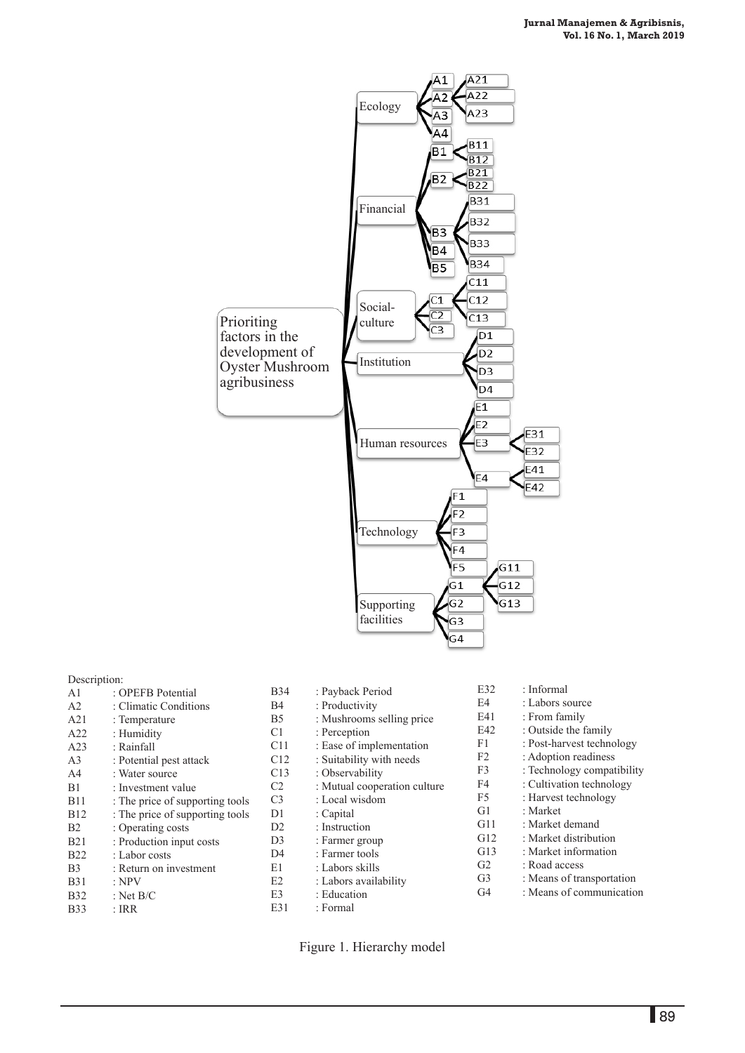- Prioriting factors in the development of Oyster Mushroom agribusiness
  - Ecology
    - A1
    - A2
      - A21
      - A22
      - A23
    - A3
    - A4
  - Financial
    - B1
      - B11
      - B12
    - B2
      - B21
      - B22
    - B3
      - B31
      - B32
      - B33
      - B34
    - B4
    - B5
  - Social-culture
    - C1
      - C11
      - C12
      - C13
    - C2
    - C3
  - Institution
    - D1
    - D2
    - D3
    - D4
  - Human resources
    - E1
    - E2
    - E3
      - E31
      - E32
    - E4
      - E41
      - E42
  - Technology
    - F1
    - F2
    - F3
    - F4
    - F5
  - Supporting facilities
    - G1
      - G11
      - G12
      - G13
    - G2
    - G3
    - G4

Description:

| Code | Description |
|---|---|
| A1 | : OPEFB Potential |
| A2 | : Climatic Conditions |
| A21 | : Temperature |
| A22 | : Humidity |
| A23 | : Rainfall |
| A3 | : Potential pest attack |
| A4 | : Water source |
| B1 | : Investment value |
| B11 | : The price of supporting tools |
| B12 | : The price of supporting tools |
| B2 | : Operating costs |
| B21 | : Production input costs |
| B22 | : Labor costs |
| B3 | : Return on investment |
| B31 | : NPV |
| B32 | : Net B/C |
| B33 | : IRR |
| B34 | : Payback Period |
| B4 | : Productivity |
| B5 | : Mushrooms selling price |
| C1 | : Perception |
| C11 | : Ease of implementation |
| C12 | : Suitability with needs |
| C13 | : Observability |
| C2 | : Mutual cooperation culture |
| C3 | : Local wisdom |
| D1 | : Capital |
| D2 | : Instruction |
| D3 | : Farmer group |
| D4 | : Farmer tools |
| E1 | : Labors skills |
| E2 | : Labors availability |
| E3 | : Education |
| E31 | : Formal |
| E32 | : Informal |
| E4 | : Labors source |
| E41 | : From family |
| E42 | : Outside the family |
| F1 | : Post-harvest technology |
| F2 | : Adoption readiness |
| F3 | : Technology compatibility |
| F4 | : Cultivation technology |
| F5 | : Harvest technology |
| G1 | : Market |
| G11 | : Market demand |
| G12 | : Market distribution |
| G13 | : Market information |
| G2 | : Road access |
| G3 | : Means of transportation |
| G4 | : Means of communication |

Figure 1. Hierarchy model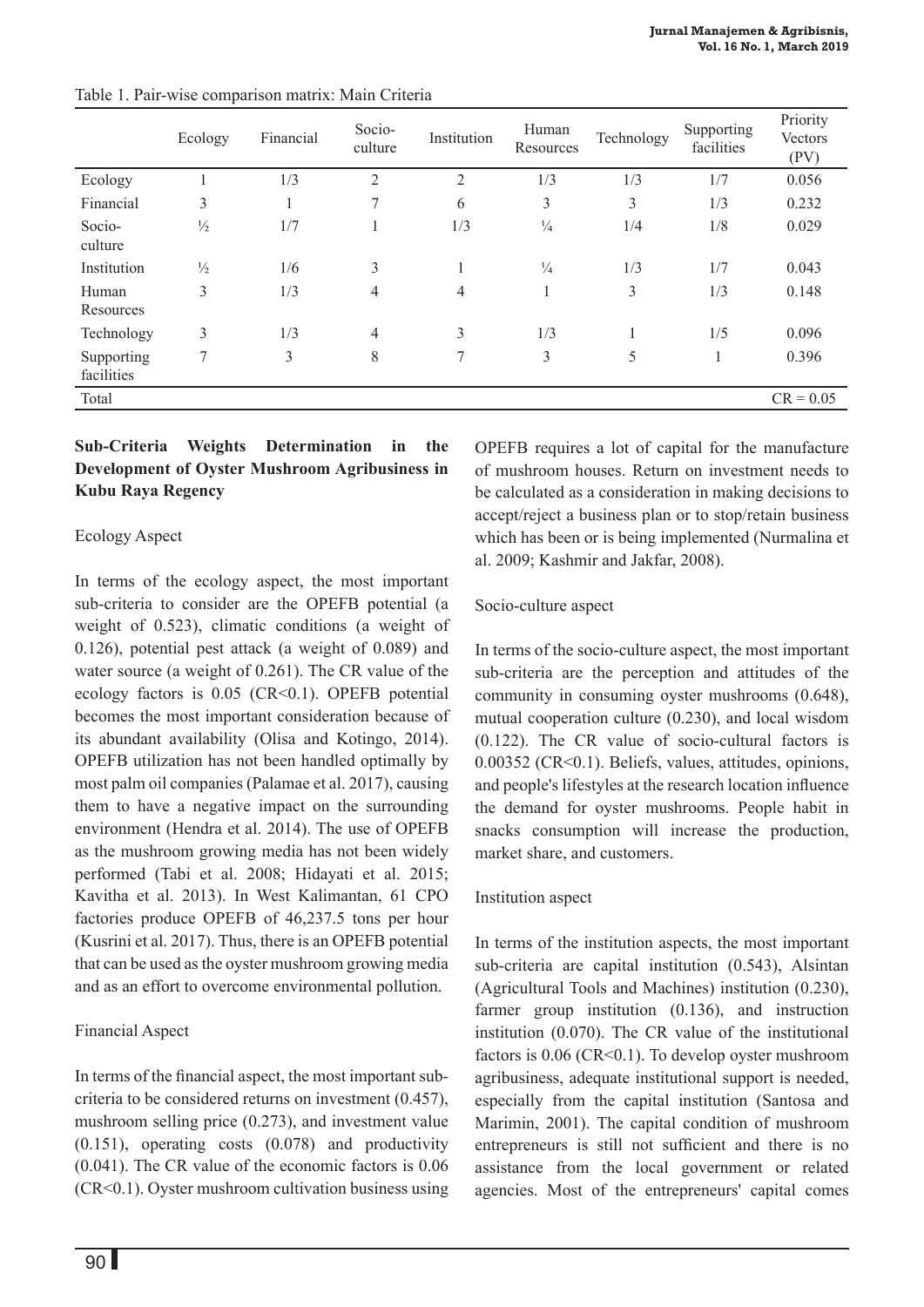Table 1. Pair-wise comparison matrix: Main Criteria

| | Ecology | Financial | Socio-culture | Institution | Human Resources | Technology | Supporting facilities | Priority Vectors (PV) |
|---|---|---|---|---|---|---|---|---|
| Ecology | 1 | 1/3 | 2 | 2 | 1/3 | 1/3 | 1/7 | 0.056 |
| Financial | 3 | 1 | 7 | 6 | 3 | 3 | 1/3 | 0.232 |
| Socio-culture | ½ | 1/7 | 1 | 1/3 | ¼ | 1/4 | 1/8 | 0.029 |
| Institution | ½ | 1/6 | 3 | 1 | ¼ | 1/3 | 1/7 | 0.043 |
| Human Resources | 3 | 1/3 | 4 | 4 | 1 | 3 | 1/3 | 0.148 |
| Technology | 3 | 1/3 | 4 | 3 | 1/3 | 1 | 1/5 | 0.096 |
| Supporting facilities | 7 | 3 | 8 | 7 | 3 | 5 | 1 | 0.396 |
| Total | | | | | | | | CR = 0.05 |

### Sub-Criteria Weights Determination in the Development of Oyster Mushroom Agribusiness in Kubu Raya Regency

Ecology Aspect

In terms of the ecology aspect, the most important sub-criteria to consider are the OPEFB potential (a weight of 0.523), climatic conditions (a weight of 0.126), potential pest attack (a weight of 0.089) and water source (a weight of 0.261). The CR value of the ecology factors is 0.05 (CR<0.1). OPEFB potential becomes the most important consideration because of its abundant availability (Olisa and Kotingo, 2014). OPEFB utilization has not been handled optimally by most palm oil companies (Palamae et al. 2017), causing them to have a negative impact on the surrounding environment (Hendra et al. 2014). The use of OPEFB as the mushroom growing media has not been widely performed (Tabi et al. 2008; Hidayati et al. 2015; Kavitha et al. 2013). In West Kalimantan, 61 CPO factories produce OPEFB of 46,237.5 tons per hour (Kusrini et al. 2017). Thus, there is an OPEFB potential that can be used as the oyster mushroom growing media and as an effort to overcome environmental pollution.

Financial Aspect

In terms of the financial aspect, the most important sub-criteria to be considered returns on investment (0.457), mushroom selling price (0.273), and investment value (0.151), operating costs (0.078) and productivity (0.041). The CR value of the economic factors is 0.06 (CR<0.1). Oyster mushroom cultivation business using OPEFB requires a lot of capital for the manufacture of mushroom houses. Return on investment needs to be calculated as a consideration in making decisions to accept/reject a business plan or to stop/retain business which has been or is being implemented (Nurmalina et al. 2009; Kashmir and Jakfar, 2008).

Socio-culture aspect

In terms of the socio-culture aspect, the most important sub-criteria are the perception and attitudes of the community in consuming oyster mushrooms (0.648), mutual cooperation culture (0.230), and local wisdom (0.122). The CR value of socio-cultural factors is 0.00352 (CR<0.1). Beliefs, values, attitudes, opinions, and people's lifestyles at the research location influence the demand for oyster mushrooms. People habit in snacks consumption will increase the production, market share, and customers.

Institution aspect

In terms of the institution aspects, the most important sub-criteria are capital institution (0.543), Alsintan (Agricultural Tools and Machines) institution (0.230), farmer group institution (0.136), and instruction institution (0.070). The CR value of the institutional factors is 0.06 (CR<0.1). To develop oyster mushroom agribusiness, adequate institutional support is needed, especially from the capital institution (Santosa and Marimin, 2001). The capital condition of mushroom entrepreneurs is still not sufficient and there is no assistance from the local government or related agencies. Most of the entrepreneurs' capital comes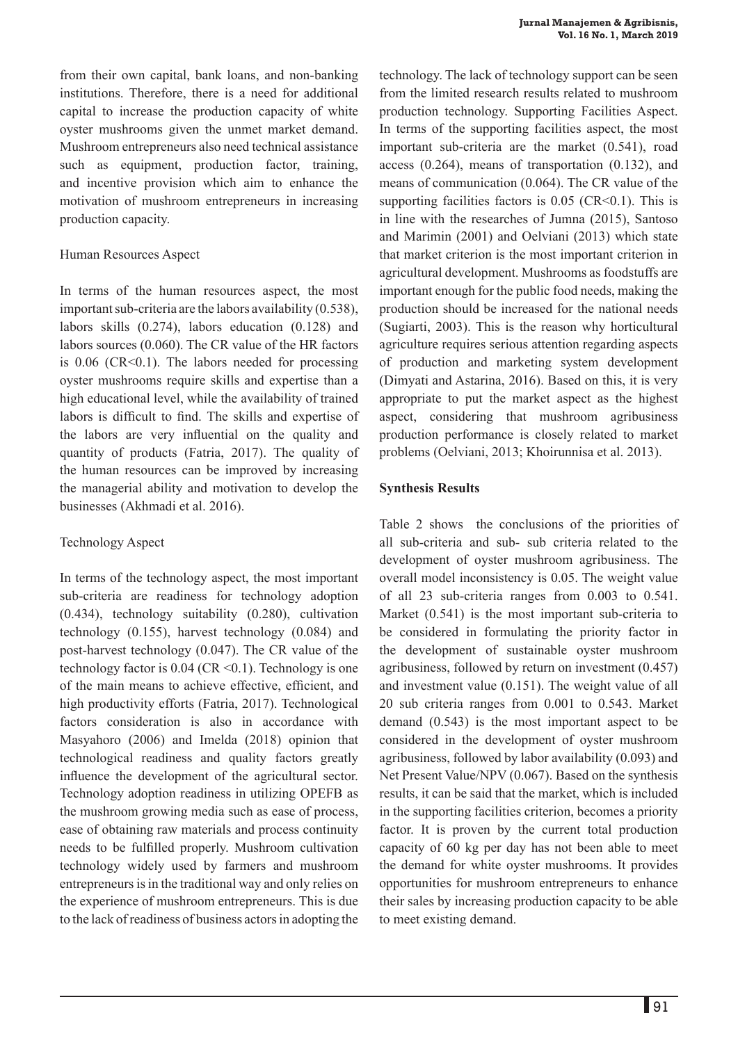from their own capital, bank loans, and non-banking institutions. Therefore, there is a need for additional capital to increase the production capacity of white oyster mushrooms given the unmet market demand. Mushroom entrepreneurs also need technical assistance such as equipment, production factor, training, and incentive provision which aim to enhance the motivation of mushroom entrepreneurs in increasing production capacity.

Human Resources Aspect

In terms of the human resources aspect, the most important sub-criteria are the labors availability (0.538), labors skills (0.274), labors education (0.128) and labors sources (0.060). The CR value of the HR factors is 0.06 (CR<0.1). The labors needed for processing oyster mushrooms require skills and expertise than a high educational level, while the availability of trained labors is difficult to find. The skills and expertise of the labors are very influential on the quality and quantity of products (Fatria, 2017). The quality of the human resources can be improved by increasing the managerial ability and motivation to develop the businesses (Akhmadi et al. 2016).

Technology Aspect

In terms of the technology aspect, the most important sub-criteria are readiness for technology adoption (0.434), technology suitability (0.280), cultivation technology (0.155), harvest technology (0.084) and post-harvest technology (0.047). The CR value of the technology factor is 0.04 (CR <0.1). Technology is one of the main means to achieve effective, efficient, and high productivity efforts (Fatria, 2017). Technological factors consideration is also in accordance with Masyahoro (2006) and Imelda (2018) opinion that technological readiness and quality factors greatly influence the development of the agricultural sector. Technology adoption readiness in utilizing OPEFB as the mushroom growing media such as ease of process, ease of obtaining raw materials and process continuity needs to be fulfilled properly. Mushroom cultivation technology widely used by farmers and mushroom entrepreneurs is in the traditional way and only relies on the experience of mushroom entrepreneurs. This is due to the lack of readiness of business actors in adopting the technology. The lack of technology support can be seen from the limited research results related to mushroom production technology. Supporting Facilities Aspect. In terms of the supporting facilities aspect, the most important sub-criteria are the market (0.541), road access (0.264), means of transportation (0.132), and means of communication (0.064). The CR value of the supporting facilities factors is 0.05 (CR<0.1). This is in line with the researches of Jumna (2015), Santoso and Marimin (2001) and Oelviani (2013) which state that market criterion is the most important criterion in agricultural development. Mushrooms as foodstuffs are important enough for the public food needs, making the production should be increased for the national needs (Sugiarti, 2003). This is the reason why horticultural agriculture requires serious attention regarding aspects of production and marketing system development (Dimyati and Astarina, 2016). Based on this, it is very appropriate to put the market aspect as the highest aspect, considering that mushroom agribusiness production performance is closely related to market problems (Oelviani, 2013; Khoirunnisa et al. 2013).

**Synthesis Results**

Table 2 shows the conclusions of the priorities of all sub-criteria and sub- sub criteria related to the development of oyster mushroom agribusiness. The overall model inconsistency is 0.05. The weight value of all 23 sub-criteria ranges from 0.003 to 0.541. Market (0.541) is the most important sub-criteria to be considered in formulating the priority factor in the development of sustainable oyster mushroom agribusiness, followed by return on investment (0.457) and investment value (0.151). The weight value of all 20 sub criteria ranges from 0.001 to 0.543. Market demand (0.543) is the most important aspect to be considered in the development of oyster mushroom agribusiness, followed by labor availability (0.093) and Net Present Value/NPV (0.067). Based on the synthesis results, it can be said that the market, which is included in the supporting facilities criterion, becomes a priority factor. It is proven by the current total production capacity of 60 kg per day has not been able to meet the demand for white oyster mushrooms. It provides opportunities for mushroom entrepreneurs to enhance their sales by increasing production capacity to be able to meet existing demand.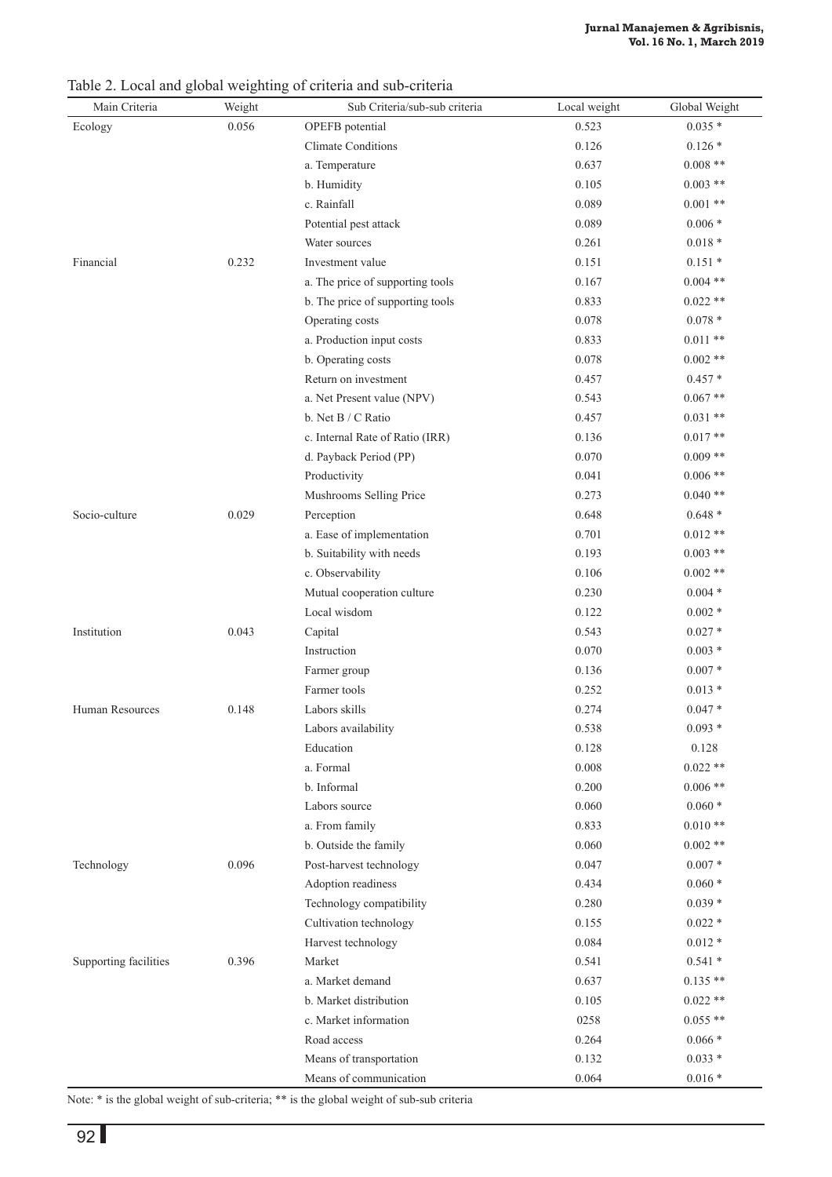Table 2. Local and global weighting of criteria and sub-criteria

| Main Criteria | Weight | Sub Criteria/sub-sub criteria | Local weight | Global Weight |
|---|---|---|---|---|
| Ecology | 0.056 | OPEFB potential | 0.523 | 0.035 * |
| | | Climate Conditions | 0.126 | 0.126 * |
| | | a. Temperature | 0.637 | 0.008 ** |
| | | b. Humidity | 0.105 | 0.003 ** |
| | | c. Rainfall | 0.089 | 0.001 ** |
| | | Potential pest attack | 0.089 | 0.006 * |
| | | Water sources | 0.261 | 0.018 * |
| Financial | 0.232 | Investment value | 0.151 | 0.151 * |
| | | a. The price of supporting tools | 0.167 | 0.004 ** |
| | | b. The price of supporting tools | 0.833 | 0.022 ** |
| | | Operating costs | 0.078 | 0.078 * |
| | | a. Production input costs | 0.833 | 0.011 ** |
| | | b. Operating costs | 0.078 | 0.002 ** |
| | | Return on investment | 0.457 | 0.457 * |
| | | a. Net Present value (NPV) | 0.543 | 0.067 ** |
| | | b. Net B / C Ratio | 0.457 | 0.031 ** |
| | | c. Internal Rate of Ratio (IRR) | 0.136 | 0.017 ** |
| | | d. Payback Period (PP) | 0.070 | 0.009 ** |
| | | Productivity | 0.041 | 0.006 ** |
| | | Mushrooms Selling Price | 0.273 | 0.040 ** |
| Socio-culture | 0.029 | Perception | 0.648 | 0.648 * |
| | | a. Ease of implementation | 0.701 | 0.012 ** |
| | | b. Suitability with needs | 0.193 | 0.003 ** |
| | | c. Observability | 0.106 | 0.002 ** |
| | | Mutual cooperation culture | 0.230 | 0.004 * |
| | | Local wisdom | 0.122 | 0.002 * |
| Institution | 0.043 | Capital | 0.543 | 0.027 * |
| | | Instruction | 0.070 | 0.003 * |
| | | Farmer group | 0.136 | 0.007 * |
| | | Farmer tools | 0.252 | 0.013 * |
| Human Resources | 0.148 | Labors skills | 0.274 | 0.047 * |
| | | Labors availability | 0.538 | 0.093 * |
| | | Education | 0.128 | 0.128 |
| | | a. Formal | 0.008 | 0.022 ** |
| | | b. Informal | 0.200 | 0.006 ** |
| | | Labors source | 0.060 | 0.060 * |
| | | a. From family | 0.833 | 0.010 ** |
| | | b. Outside the family | 0.060 | 0.002 ** |
| Technology | 0.096 | Post-harvest technology | 0.047 | 0.007 * |
| | | Adoption readiness | 0.434 | 0.060 * |
| | | Technology compatibility | 0.280 | 0.039 * |
| | | Cultivation technology | 0.155 | 0.022 * |
| | | Harvest technology | 0.084 | 0.012 * |
| Supporting facilities | 0.396 | Market | 0.541 | 0.541 * |
| | | a. Market demand | 0.637 | 0.135 ** |
| | | b. Market distribution | 0.105 | 0.022 ** |
| | | c. Market information | 0258 | 0.055 ** |
| | | Road access | 0.264 | 0.066 * |
| | | Means of transportation | 0.132 | 0.033 * |
| | | Means of communication | 0.064 | 0.016 * |

Note: * is the global weight of sub-criteria; ** is the global weight of sub-sub criteria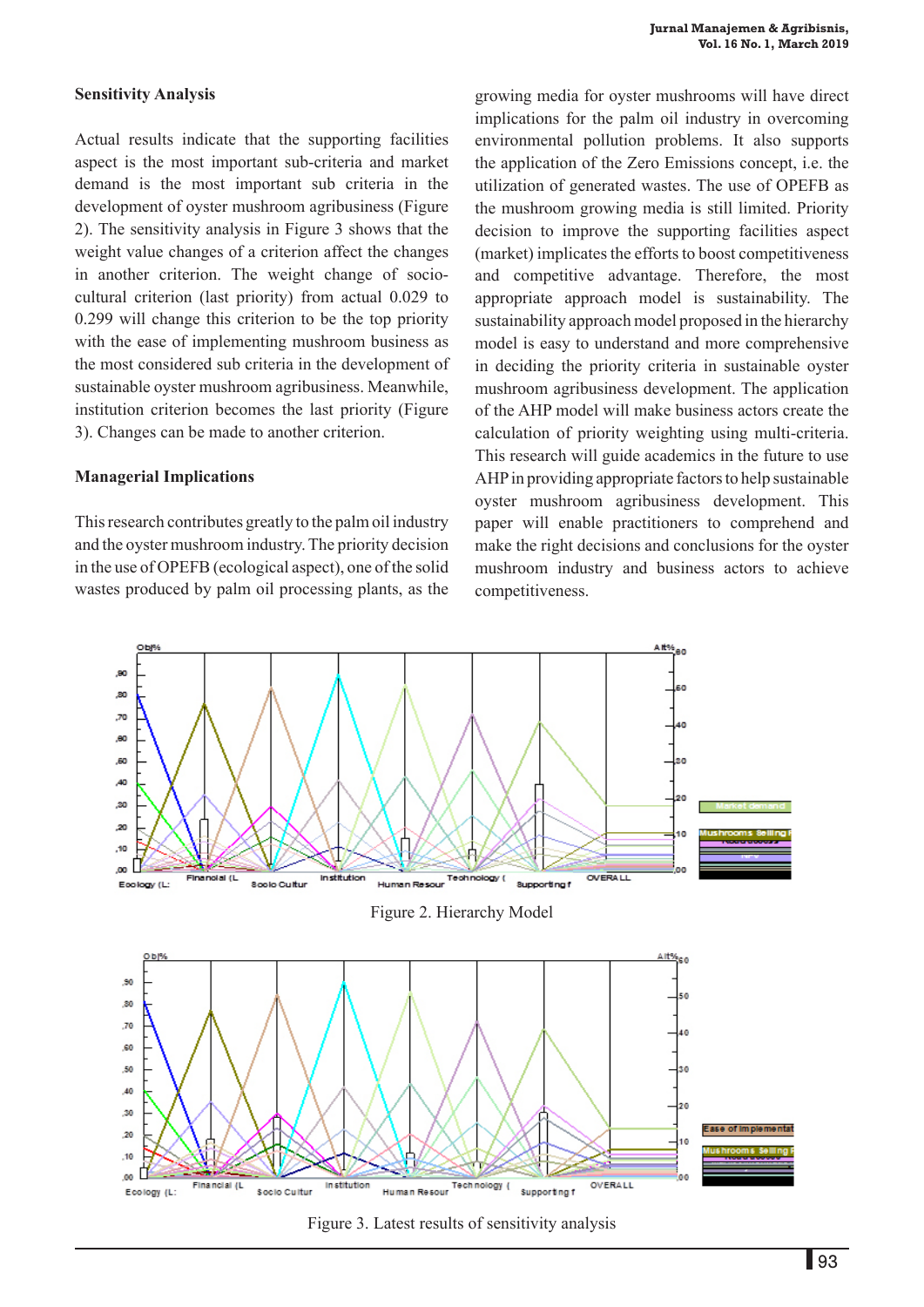## Sensitivity Analysis

Actual results indicate that the supporting facilities aspect is the most important sub-criteria and market demand is the most important sub criteria in the development of oyster mushroom agribusiness (Figure 2). The sensitivity analysis in Figure 3 shows that the weight value changes of a criterion affect the changes in another criterion. The weight change of socio-cultural criterion (last priority) from actual 0.029 to 0.299 will change this criterion to be the top priority with the ease of implementing mushroom business as the most considered sub criteria in the development of sustainable oyster mushroom agribusiness. Meanwhile, institution criterion becomes the last priority (Figure 3). Changes can be made to another criterion.

## Managerial Implications

This research contributes greatly to the palm oil industry and the oyster mushroom industry. The priority decision in the use of OPEFB (ecological aspect), one of the solid wastes produced by palm oil processing plants, as the growing media for oyster mushrooms will have direct implications for the palm oil industry in overcoming environmental pollution problems. It also supports the application of the Zero Emissions concept, i.e. the utilization of generated wastes. The use of OPEFB as the mushroom growing media is still limited. Priority decision to improve the supporting facilities aspect (market) implicates the efforts to boost competitiveness and competitive advantage. Therefore, the most appropriate approach model is sustainability. The sustainability approach model proposed in the hierarchy model is easy to understand and more comprehensive in deciding the priority criteria in sustainable oyster mushroom agribusiness development. The application of the AHP model will make business actors create the calculation of priority weighting using multi-criteria. This research will guide academics in the future to use AHP in providing appropriate factors to help sustainable oyster mushroom agribusiness development. This paper will enable practitioners to comprehend and make the right decisions and conclusions for the oyster mushroom industry and business actors to achieve competitiveness.

Figure 2. Hierarchy Model

Figure 3. Latest results of sensitivity analysis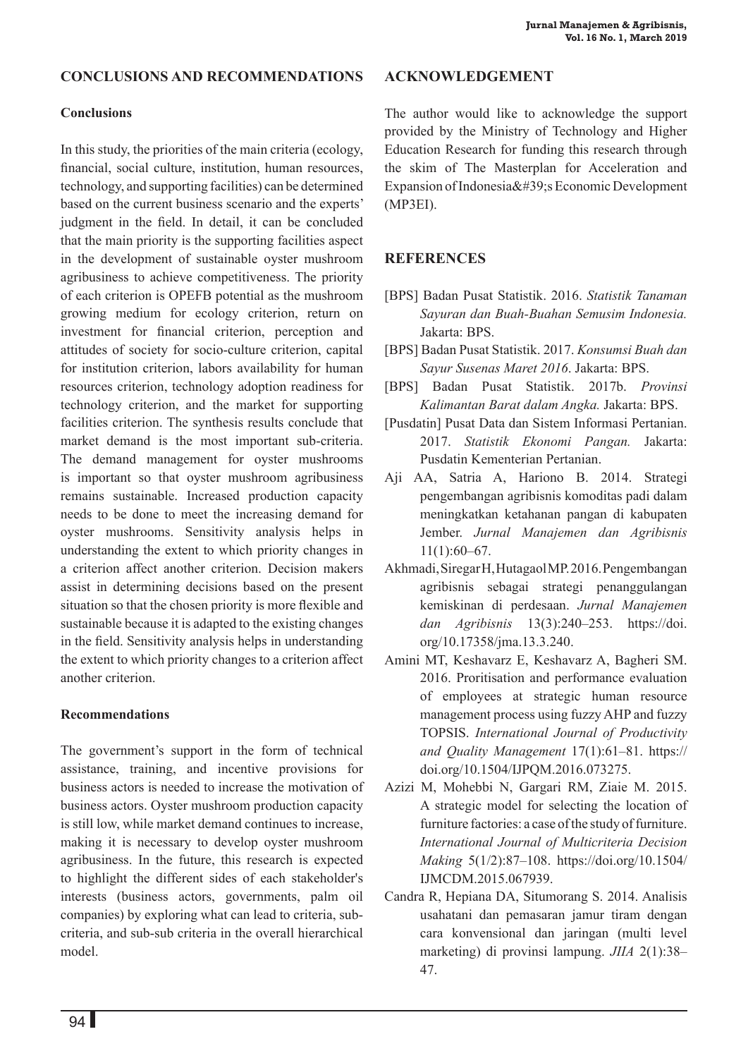## CONCLUSIONS AND RECOMMENDATIONS

### Conclusions

In this study, the priorities of the main criteria (ecology, financial, social culture, institution, human resources, technology, and supporting facilities) can be determined based on the current business scenario and the experts' judgment in the field. In detail, it can be concluded that the main priority is the supporting facilities aspect in the development of sustainable oyster mushroom agribusiness to achieve competitiveness. The priority of each criterion is OPEFB potential as the mushroom growing medium for ecology criterion, return on investment for financial criterion, perception and attitudes of society for socio-culture criterion, capital for institution criterion, labors availability for human resources criterion, technology adoption readiness for technology criterion, and the market for supporting facilities criterion. The synthesis results conclude that market demand is the most important sub-criteria. The demand management for oyster mushrooms is important so that oyster mushroom agribusiness remains sustainable. Increased production capacity needs to be done to meet the increasing demand for oyster mushrooms. Sensitivity analysis helps in understanding the extent to which priority changes in a criterion affect another criterion. Decision makers assist in determining decisions based on the present situation so that the chosen priority is more flexible and sustainable because it is adapted to the existing changes in the field. Sensitivity analysis helps in understanding the extent to which priority changes to a criterion affect another criterion.

### Recommendations

The government's support in the form of technical assistance, training, and incentive provisions for business actors is needed to increase the motivation of business actors. Oyster mushroom production capacity is still low, while market demand continues to increase, making it is necessary to develop oyster mushroom agribusiness. In the future, this research is expected to highlight the different sides of each stakeholder's interests (business actors, governments, palm oil companies) by exploring what can lead to criteria, sub-criteria, and sub-sub criteria in the overall hierarchical model.

## ACKNOWLEDGEMENT

The author would like to acknowledge the support provided by the Ministry of Technology and Higher Education Research for funding this research through the skim of The Masterplan for Acceleration and Expansion of Indonesia&#39;s Economic Development (MP3EI).

## REFERENCES

[BPS] Badan Pusat Statistik. 2016. *Statistik Tanaman Sayuran dan Buah-Buahan Semusim Indonesia.* Jakarta: BPS.

[BPS] Badan Pusat Statistik. 2017. *Konsumsi Buah dan Sayur Susenas Maret 2016*. Jakarta: BPS.

[BPS] Badan Pusat Statistik. 2017b. *Provinsi Kalimantan Barat dalam Angka.* Jakarta: BPS.

[Pusdatin] Pusat Data dan Sistem Informasi Pertanian. 2017. *Statistik Ekonomi Pangan.* Jakarta: Pusdatin Kementerian Pertanian.

Aji AA, Satria A, Hariono B. 2014. Strategi pengembangan agribisnis komoditas padi dalam meningkatkan ketahanan pangan di kabupaten Jember. *Jurnal Manajemen dan Agribisnis* 11(1):60–67.

Akhmadi, Siregar H, Hutagaol MP. 2016. Pengembangan agribisnis sebagai strategi penanggulangan kemiskinan di perdesaan. *Jurnal Manajemen dan Agribisnis* 13(3):240–253. https://doi.org/10.17358/jma.13.3.240.

Amini MT, Keshavarz E, Keshavarz A, Bagheri SM. 2016. Proritisation and performance evaluation of employees at strategic human resource management process using fuzzy AHP and fuzzy TOPSIS. *International Journal of Productivity and Quality Management* 17(1):61–81. https://doi.org/10.1504/IJPQM.2016.073275.

Azizi M, Mohebbi N, Gargari RM, Ziaie M. 2015. A strategic model for selecting the location of furniture factories: a case of the study of furniture. *International Journal of Multicriteria Decision Making* 5(1/2):87–108. https://doi.org/10.1504/IJMCDM.2015.067939.

Candra R, Hepiana DA, Situmorang S. 2014. Analisis usahatani dan pemasaran jamur tiram dengan cara konvensional dan jaringan (multi level marketing) di provinsi lampung. *JIIA* 2(1):38–47.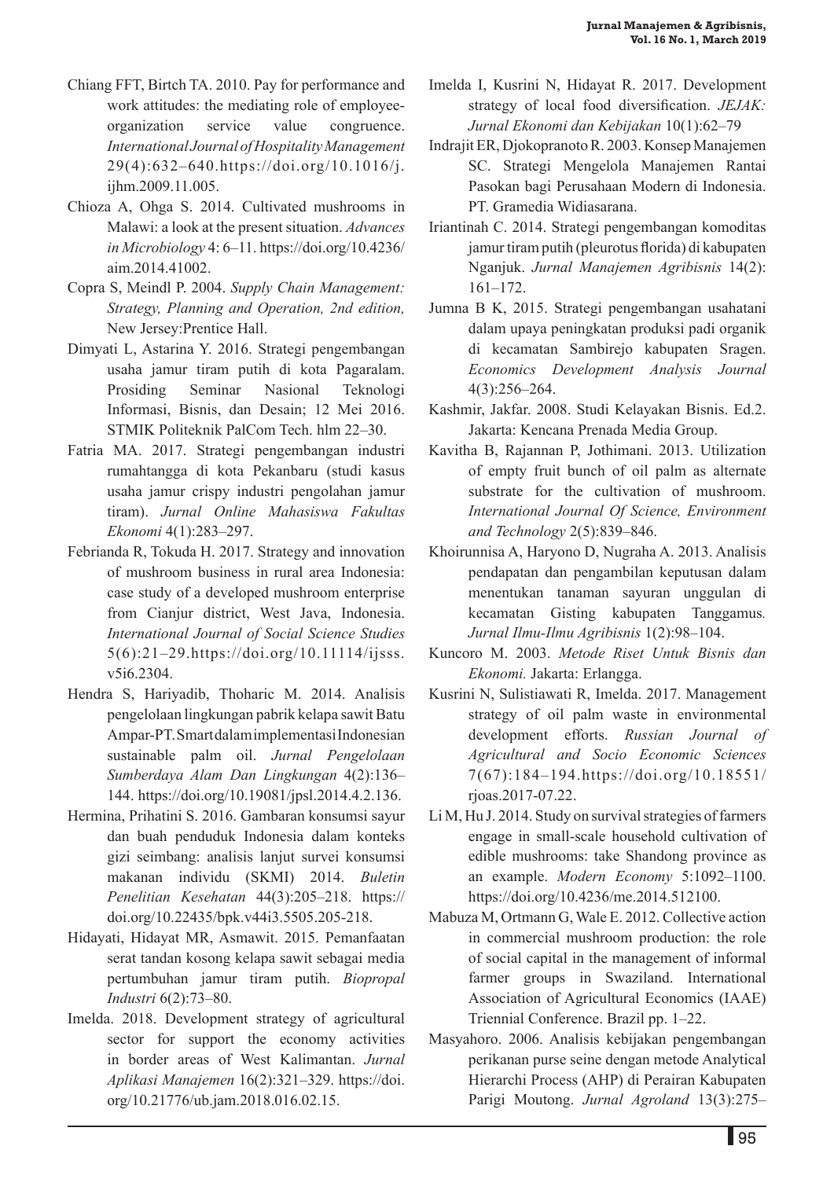Chiang FFT, Birtch TA. 2010. Pay for performance and work attitudes: the mediating role of employee-organization service value congruence. *International Journal of Hospitality Management* 29(4):632–640. https://doi.org/10.1016/j.ijhm.2009.11.005.

Chioza A, Ohga S. 2014. Cultivated mushrooms in Malawi: a look at the present situation. *Advances in Microbiology* 4: 6–11. https://doi.org/10.4236/aim.2014.41002.

Copra S, Meindl P. 2004. *Supply Chain Management: Strategy, Planning and Operation, 2nd edition,* New Jersey:Prentice Hall.

Dimyati L, Astarina Y. 2016. Strategi pengembangan usaha jamur tiram putih di kota Pagaralam. Prosiding Seminar Nasional Teknologi Informasi, Bisnis, dan Desain; 12 Mei 2016. STMIK Politeknik PalCom Tech. hlm 22–30.

Fatria MA. 2017. Strategi pengembangan industri rumahtangga di kota Pekanbaru (studi kasus usaha jamur crispy industri pengolahan jamur tiram). *Jurnal Online Mahasiswa Fakultas Ekonomi* 4(1):283–297.

Febrianda R, Tokuda H. 2017. Strategy and innovation of mushroom business in rural area Indonesia: case study of a developed mushroom enterprise from Cianjur district, West Java, Indonesia. *International Journal of Social Science Studies* 5(6):21–29. https://doi.org/10.11114/ijsss.v5i6.2304.

Hendra S, Hariyadib, Thoharic M. 2014. Analisis pengelolaan lingkungan pabrik kelapa sawit Batu Ampar-PT. Smart dalam implementasi Indonesian sustainable palm oil. *Jurnal Pengelolaan Sumberdaya Alam Dan Lingkungan* 4(2):136–144. https://doi.org/10.19081/jpsl.2014.4.2.136.

Hermina, Prihatini S. 2016. Gambaran konsumsi sayur dan buah penduduk Indonesia dalam konteks gizi seimbang: analisis lanjut survei konsumsi makanan individu (SKMI) 2014. *Buletin Penelitian Kesehatan* 44(3):205–218. https://doi.org/10.22435/bpk.v44i3.5505.205-218.

Hidayati, Hidayat MR, Asmawit. 2015. Pemanfaatan serat tandan kosong kelapa sawit sebagai media pertumbuhan jamur tiram putih. *Biopropal Industri* 6(2):73–80.

Imelda. 2018. Development strategy of agricultural sector for support the economy activities in border areas of West Kalimantan. *Jurnal Aplikasi Manajemen* 16(2):321–329. https://doi.org/10.21776/ub.jam.2018.016.02.15.

Imelda I, Kusrini N, Hidayat R. 2017. Development strategy of local food diversification. *JEJAK: Jurnal Ekonomi dan Kebijakan* 10(1):62–79

Indrajit ER, Djokopranoto R. 2003. Konsep Manajemen SC. Strategi Mengelola Manajemen Rantai Pasokan bagi Perusahaan Modern di Indonesia. PT. Gramedia Widiasarana.

Iriantinah C. 2014. Strategi pengembangan komoditas jamur tiram putih (pleurotus florida) di kabupaten Nganjuk. *Jurnal Manajemen Agribisnis* 14(2): 161–172.

Jumna B K, 2015. Strategi pengembangan usahatani dalam upaya peningkatan produksi padi organik di kecamatan Sambirejo kabupaten Sragen. *Economics Development Analysis Journal* 4(3):256–264.

Kashmir, Jakfar. 2008. Studi Kelayakan Bisnis. Ed.2. Jakarta: Kencana Prenada Media Group.

Kavitha B, Rajannan P, Jothimani. 2013. Utilization of empty fruit bunch of oil palm as alternate substrate for the cultivation of mushroom. *International Journal Of Science, Environment and Technology* 2(5):839–846.

Khoirunnisa A, Haryono D, Nugraha A. 2013. Analisis pendapatan dan pengambilan keputusan dalam menentukan tanaman sayuran unggulan di kecamatan Gisting kabupaten Tanggamus. *Jurnal Ilmu-Ilmu Agribisnis* 1(2):98–104.

Kuncoro M. 2003. *Metode Riset Untuk Bisnis dan Ekonomi.* Jakarta: Erlangga.

Kusrini N, Sulistiawati R, Imelda. 2017. Management strategy of oil palm waste in environmental development efforts. *Russian Journal of Agricultural and Socio Economic Sciences* 7(67):184–194. https://doi.org/10.18551/rjoas.2017-07.22.

Li M, Hu J. 2014. Study on survival strategies of farmers engage in small-scale household cultivation of edible mushrooms: take Shandong province as an example. *Modern Economy* 5:1092–1100. https://doi.org/10.4236/me.2014.512100.

Mabuza M, Ortmann G, Wale E. 2012. Collective action in commercial mushroom production: the role of social capital in the management of informal farmer groups in Swaziland. International Association of Agricultural Economics (IAAE) Triennial Conference. Brazil pp. 1–22.

Masyahoro. 2006. Analisis kebijakan pengembangan perikanan purse seine dengan metode Analytical Hierarchi Process (AHP) di Perairan Kabupaten Parigi Moutong. *Jurnal Agroland* 13(3):275–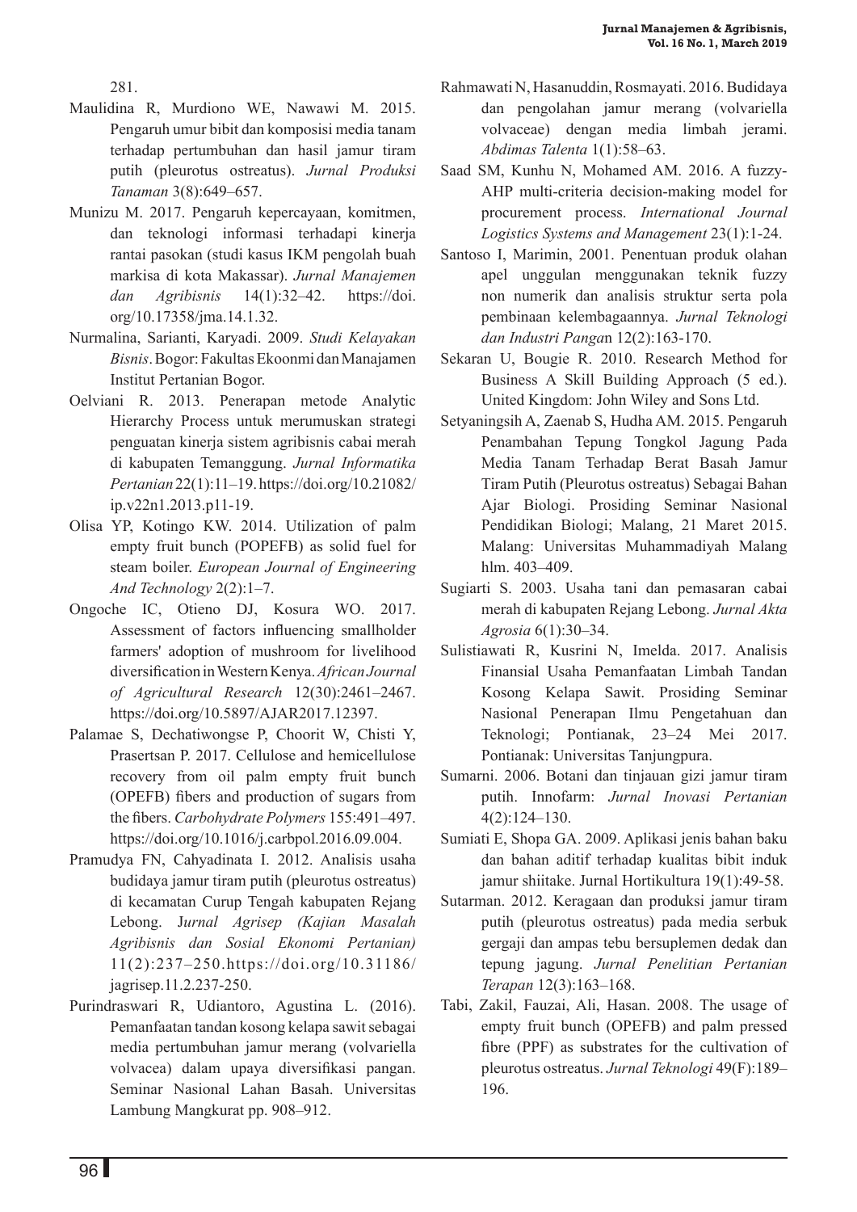281.

Maulidina R, Murdiono WE, Nawawi M. 2015. Pengaruh umur bibit dan komposisi media tanam terhadap pertumbuhan dan hasil jamur tiram putih (pleurotus ostreatus). *Jurnal Produksi Tanaman* 3(8):649–657.

Munizu M. 2017. Pengaruh kepercayaan, komitmen, dan teknologi informasi terhadapi kinerja rantai pasokan (studi kasus IKM pengolah buah markisa di kota Makassar). *Jurnal Manajemen dan Agribisnis* 14(1):32–42. https://doi.org/10.17358/jma.14.1.32.

Nurmalina, Sarianti, Karyadi. 2009. *Studi Kelayakan Bisnis*. Bogor: Fakultas Ekoonmi dan Manajamen Institut Pertanian Bogor.

Oelviani R. 2013. Penerapan metode Analytic Hierarchy Process untuk merumuskan strategi penguatan kinerja sistem agribisnis cabai merah di kabupaten Temanggung. *Jurnal Informatika Pertanian* 22(1):11–19. https://doi.org/10.21082/ip.v22n1.2013.p11-19.

Olisa YP, Kotingo KW. 2014. Utilization of palm empty fruit bunch (POPEFB) as solid fuel for steam boiler. *European Journal of Engineering And Technology* 2(2):1–7.

Ongoche IC, Otieno DJ, Kosura WO. 2017. Assessment of factors influencing smallholder farmers' adoption of mushroom for livelihood diversification in Western Kenya. *African Journal of Agricultural Research* 12(30):2461–2467. https://doi.org/10.5897/AJAR2017.12397.

Palamae S, Dechatiwongse P, Choorit W, Chisti Y, Prasertsan P. 2017. Cellulose and hemicellulose recovery from oil palm empty fruit bunch (OPEFB) fibers and production of sugars from the fibers. *Carbohydrate Polymers* 155:491–497. https://doi.org/10.1016/j.carbpol.2016.09.004.

Pramudya FN, Cahyadinata I. 2012. Analisis usaha budidaya jamur tiram putih (pleurotus ostreatus) di kecamatan Curup Tengah kabupaten Rejang Lebong. J*urnal Agrisep (Kajian Masalah Agribisnis dan Sosial Ekonomi Pertanian)* 11(2):237–250. https://doi.org/10.31186/jagrisep.11.2.237-250.

Purindraswari R, Udiantoro, Agustina L. (2016). Pemanfaatan tandan kosong kelapa sawit sebagai media pertumbuhan jamur merang (volvariella volvacea) dalam upaya diversifikasi pangan. Seminar Nasional Lahan Basah. Universitas Lambung Mangkurat pp. 908–912.

Rahmawati N, Hasanuddin, Rosmayati. 2016. Budidaya dan pengolahan jamur merang (volvariella volvaceae) dengan media limbah jerami. *Abdimas Talenta* 1(1):58–63.

Saad SM, Kunhu N, Mohamed AM. 2016. A fuzzy-AHP multi-criteria decision-making model for procurement process. *International Journal Logistics Systems and Management* 23(1):1-24.

Santoso I, Marimin, 2001. Penentuan produk olahan apel unggulan menggunakan teknik fuzzy non numerik dan analisis struktur serta pola pembinaan kelembagaannya. *Jurnal Teknologi dan Industri Panga*n 12(2):163-170.

Sekaran U, Bougie R. 2010. Research Method for Business A Skill Building Approach (5 ed.). United Kingdom: John Wiley and Sons Ltd.

Setyaningsih A, Zaenab S, Hudha AM. 2015. Pengaruh Penambahan Tepung Tongkol Jagung Pada Media Tanam Terhadap Berat Basah Jamur Tiram Putih (Pleurotus ostreatus) Sebagai Bahan Ajar Biologi. Prosiding Seminar Nasional Pendidikan Biologi; Malang, 21 Maret 2015. Malang: Universitas Muhammadiyah Malang hlm. 403–409.

Sugiarti S. 2003. Usaha tani dan pemasaran cabai merah di kabupaten Rejang Lebong. *Jurnal Akta Agrosia* 6(1):30–34.

Sulistiawati R, Kusrini N, Imelda. 2017. Analisis Finansial Usaha Pemanfaatan Limbah Tandan Kosong Kelapa Sawit. Prosiding Seminar Nasional Penerapan Ilmu Pengetahuan dan Teknologi; Pontianak, 23–24 Mei 2017. Pontianak: Universitas Tanjungpura.

Sumarni. 2006. Botani dan tinjauan gizi jamur tiram putih. Innofarm: *Jurnal Inovasi Pertanian* 4(2):124–130.

Sumiati E, Shopa GA. 2009. Aplikasi jenis bahan baku dan bahan aditif terhadap kualitas bibit induk jamur shiitake. Jurnal Hortikultura 19(1):49-58.

Sutarman. 2012. Keragaan dan produksi jamur tiram putih (pleurotus ostreatus) pada media serbuk gergaji dan ampas tebu bersuplemen dedak dan tepung jagung. *Jurnal Penelitian Pertanian Terapan* 12(3):163–168.

Tabi, Zakil, Fauzai, Ali, Hasan. 2008. The usage of empty fruit bunch (OPEFB) and palm pressed fibre (PPF) as substrates for the cultivation of pleurotus ostreatus. *Jurnal Teknologi* 49(F):189–196.